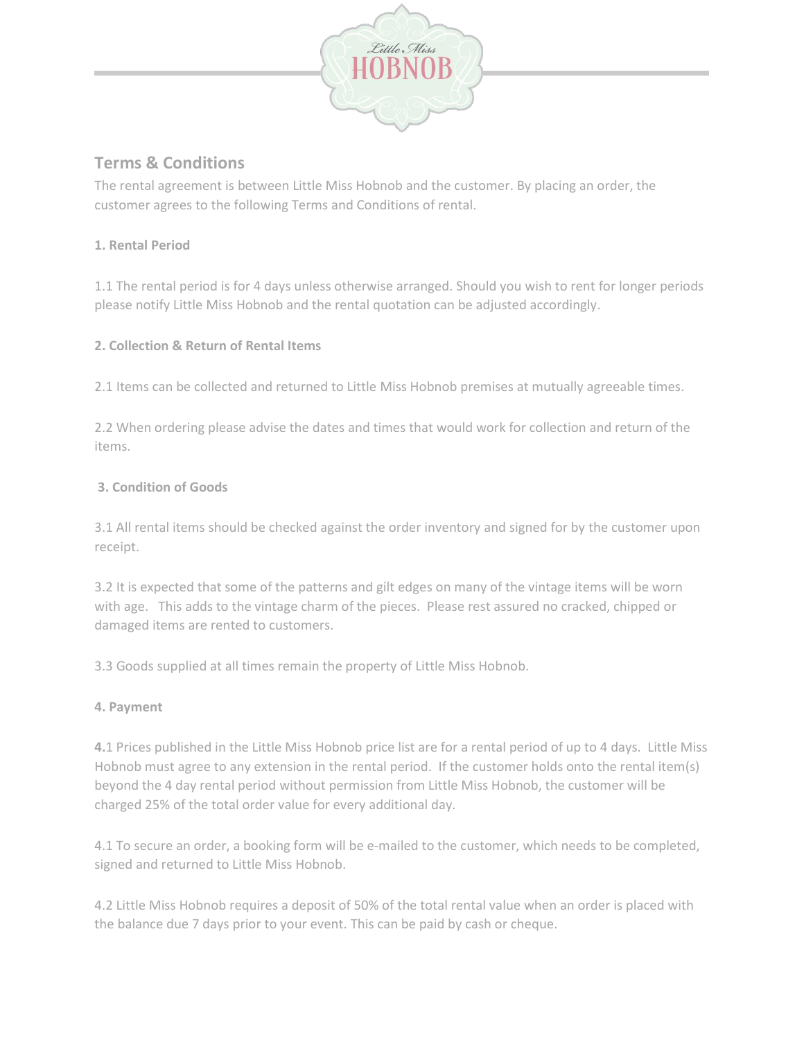Little Miss HOBNOB

## Terms & Conditions

The rental agreement is between Little Miss Hobnob and the customer. By placing an order, the customer agrees to the following Terms and Conditions of rental.

**1. Rental Period**

1.1 The rental period is for 4 days unless otherwise arranged. Should you wish to rent for longer periods please notify Little Miss Hobnob and the rental quotation can be adjusted accordingly.

**2. Collection & Return of Rental Items**

2.1 Items can be collected and returned to Little Miss Hobnob premises at mutually agreeable times.

2.2 When ordering please advise the dates and times that would work for collection and return of the items.

**3. Condition of Goods**

3.1 All rental items should be checked against the order inventory and signed for by the customer upon receipt.

3.2 It is expected that some of the patterns and gilt edges on many of the vintage items will be worn with age. This adds to the vintage charm of the pieces. Please rest assured no cracked, chipped or damaged items are rented to customers.

3.3 Goods supplied at all times remain the property of Little Miss Hobnob.

**4. Payment**

**4.**1 Prices published in the Little Miss Hobnob price list are for a rental period of up to 4 days. Little Miss Hobnob must agree to any extension in the rental period. If the customer holds onto the rental item(s) beyond the 4 day rental period without permission from Little Miss Hobnob, the customer will be charged 25% of the total order value for every additional day.

4.1 To secure an order, a booking form will be e-mailed to the customer, which needs to be completed, signed and returned to Little Miss Hobnob.

4.2 Little Miss Hobnob requires a deposit of 50% of the total rental value when an order is placed with the balance due 7 days prior to your event. This can be paid by cash or cheque.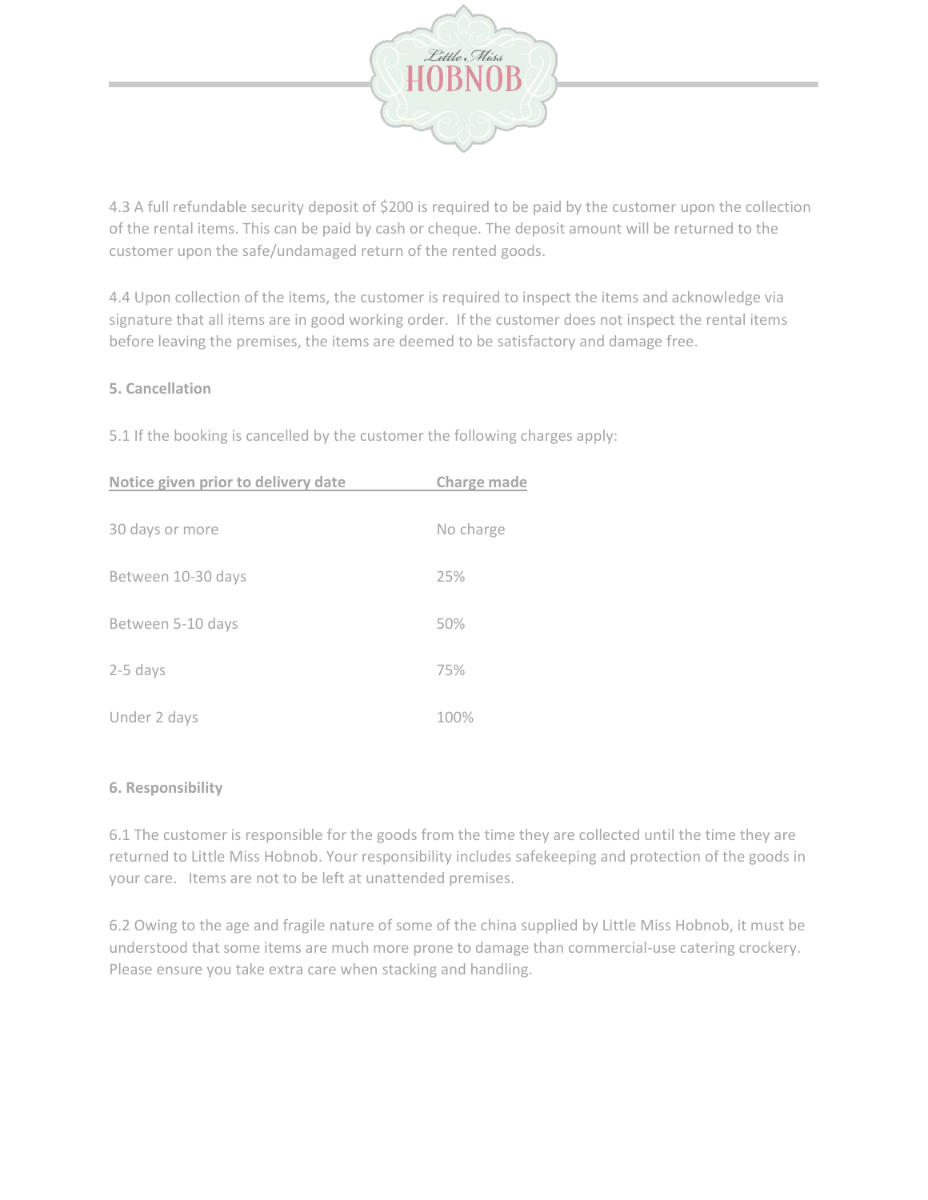4.3 A full refundable security deposit of $200 is required to be paid by the customer upon the collection of the rental items. This can be paid by cash or cheque. The deposit amount will be returned to the customer upon the safe/undamaged return of the rented goods.

4.4 Upon collection of the items, the customer is required to inspect the items and acknowledge via signature that all items are in good working order. If the customer does not inspect the rental items before leaving the premises, the items are deemed to be satisfactory and damage free.

**5. Cancellation**

5.1 If the booking is cancelled by the customer the following charges apply:

| Notice given prior to delivery date | Charge made |
|---|---|
| 30 days or more | No charge |
| Between 10-30 days | 25% |
| Between 5-10 days | 50% |
| 2-5 days | 75% |
| Under 2 days | 100% |

**6. Responsibility**

6.1 The customer is responsible for the goods from the time they are collected until the time they are returned to Little Miss Hobnob. Your responsibility includes safekeeping and protection of the goods in your care. Items are not to be left at unattended premises.

6.2 Owing to the age and fragile nature of some of the china supplied by Little Miss Hobnob, it must be understood that some items are much more prone to damage than commercial-use catering crockery. Please ensure you take extra care when stacking and handling.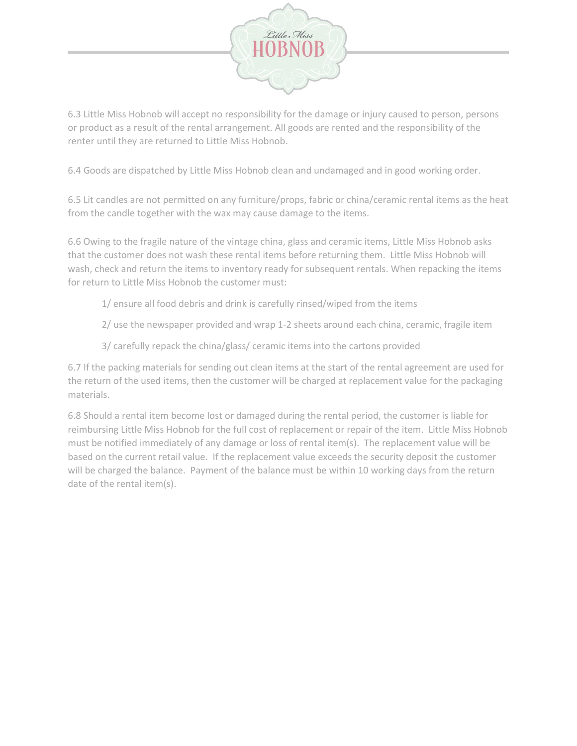6.3 Little Miss Hobnob will accept no responsibility for the damage or injury caused to person, persons or product as a result of the rental arrangement. All goods are rented and the responsibility of the renter until they are returned to Little Miss Hobnob.

6.4 Goods are dispatched by Little Miss Hobnob clean and undamaged and in good working order.

6.5 Lit candles are not permitted on any furniture/props, fabric or china/ceramic rental items as the heat from the candle together with the wax may cause damage to the items.

6.6 Owing to the fragile nature of the vintage china, glass and ceramic items, Little Miss Hobnob asks that the customer does not wash these rental items before returning them. Little Miss Hobnob will wash, check and return the items to inventory ready for subsequent rentals. When repacking the items for return to Little Miss Hobnob the customer must:

> 1/ ensure all food debris and drink is carefully rinsed/wiped from the items
>
> 2/ use the newspaper provided and wrap 1-2 sheets around each china, ceramic, fragile item
>
> 3/ carefully repack the china/glass/ ceramic items into the cartons provided

6.7 If the packing materials for sending out clean items at the start of the rental agreement are used for the return of the used items, then the customer will be charged at replacement value for the packaging materials.

6.8 Should a rental item become lost or damaged during the rental period, the customer is liable for reimbursing Little Miss Hobnob for the full cost of replacement or repair of the item. Little Miss Hobnob must be notified immediately of any damage or loss of rental item(s). The replacement value will be based on the current retail value. If the replacement value exceeds the security deposit the customer will be charged the balance. Payment of the balance must be within 10 working days from the return date of the rental item(s).